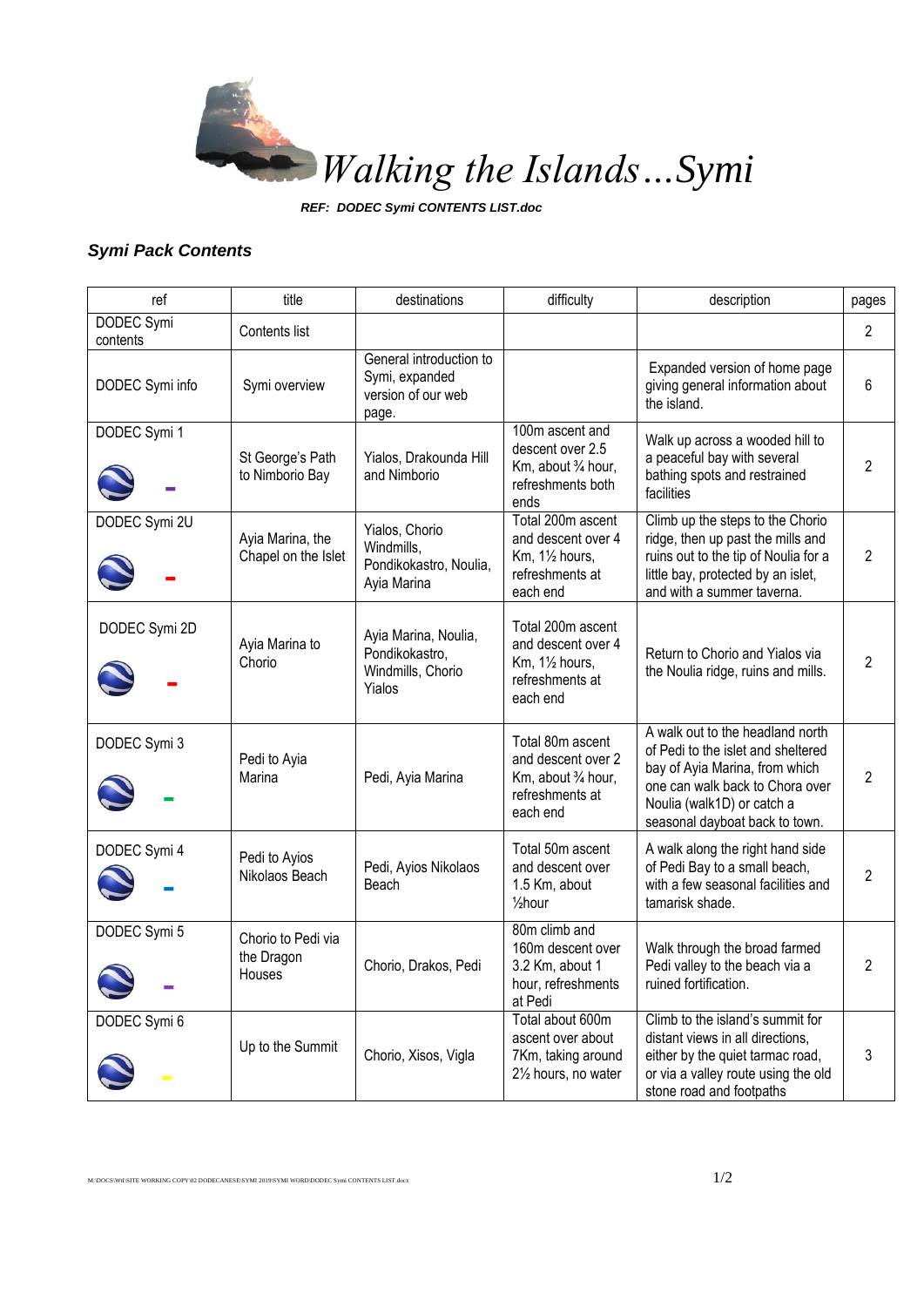# *Walking the Islands…Symi*

***REF: DODEC Symi CONTENTS LIST.doc***

## *Symi Pack Contents*

| ref | title | destinations | difficulty | description | pages |
|---|---|---|---|---|---|
| DODEC Symi contents | Contents list | | | | 2 |
| DODEC Symi info | Symi overview | General introduction to Symi, expanded version of our web page. | | Expanded version of home page giving general information about the island. | 6 |
| DODEC Symi 1 | St George's Path to Nimborio Bay | Yialos, Drakounda Hill and Nimborio | 100m ascent and descent over 2.5 Km, about ¾ hour, refreshments both ends | Walk up across a wooded hill to a peaceful bay with several bathing spots and restrained facilities | 2 |
| DODEC Symi 2U | Ayia Marina, the Chapel on the Islet | Yialos, Chorio Windmills, Pondikokastro, Noulia, Ayia Marina | Total 200m ascent and descent over 4 Km, 1½ hours, refreshments at each end | Climb up the steps to the Chorio ridge, then up past the mills and ruins out to the tip of Noulia for a little bay, protected by an islet, and with a summer taverna. | 2 |
| DODEC Symi 2D | Ayia Marina to Chorio | Ayia Marina, Noulia, Pondikokastro, Windmills, Chorio Yialos | Total 200m ascent and descent over 4 Km, 1½ hours, refreshments at each end | Return to Chorio and Yialos via the Noulia ridge, ruins and mills. | 2 |
| DODEC Symi 3 | Pedi to Ayia Marina | Pedi, Ayia Marina | Total 80m ascent and descent over 2 Km, about ¾ hour, refreshments at each end | A walk out to the headland north of Pedi to the islet and sheltered bay of Ayia Marina, from which one can walk back to Chora over Noulia (walk1D) or catch a seasonal dayboat back to town. | 2 |
| DODEC Symi 4 | Pedi to Ayios Nikolaos Beach | Pedi, Ayios Nikolaos Beach | Total 50m ascent and descent over 1.5 Km, about ½hour | A walk along the right hand side of Pedi Bay to a small beach, with a few seasonal facilities and tamarisk shade. | 2 |
| DODEC Symi 5 | Chorio to Pedi via the Dragon Houses | Chorio, Drakos, Pedi | 80m climb and 160m descent over 3.2 Km, about 1 hour, refreshments at Pedi | Walk through the broad farmed Pedi valley to the beach via a ruined fortification. | 2 |
| DODEC Symi 6 | Up to the Summit | Chorio, Xisos, Vigla | Total about 600m ascent over about 7Km, taking around 2½ hours, no water | Climb to the island's summit for distant views in all directions, either by the quiet tarmac road, or via a valley route using the old stone road and footpaths | 3 |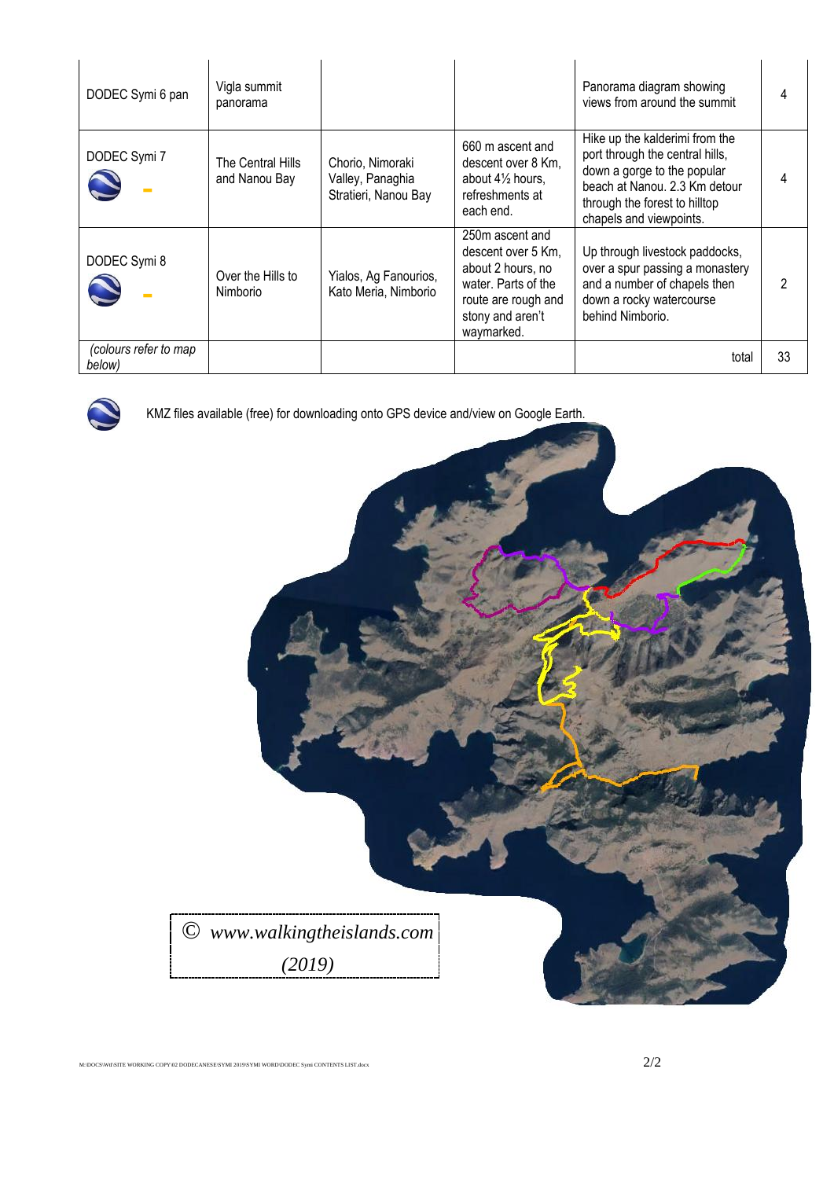| | | | | | |
|---|---|---|---|---|---|
| DODEC Symi 6 pan | Vigla summit panorama | | | Panorama diagram showing views from around the summit | 4 |
| DODEC Symi 7 | The Central Hills and Nanou Bay | Chorio, Nimoraki Valley, Panaghia Stratieri, Nanou Bay | 660 m ascent and descent over 8 Km, about 4½ hours, refreshments at each end. | Hike up the kalderimi from the port through the central hills, down a gorge to the popular beach at Nanou. 2.3 Km detour through the forest to hilltop chapels and viewpoints. | 4 |
| DODEC Symi 8 | Over the Hills to Nimborio | Yialos, Ag Fanourios, Kato Meria, Nimborio | 250m ascent and descent over 5 Km, about 2 hours, no water. Parts of the route are rough and stony and aren't waymarked. | Up through livestock paddocks, over a spur passing a monastery and a number of chapels then down a rocky watercourse behind Nimborio. | 2 |
| *(colours refer to map below)* | | | | total | 33 |

KMZ files available (free) for downloading onto GPS device and/view on Google Earth.

*© www.walkingtheislands.com (2019)*